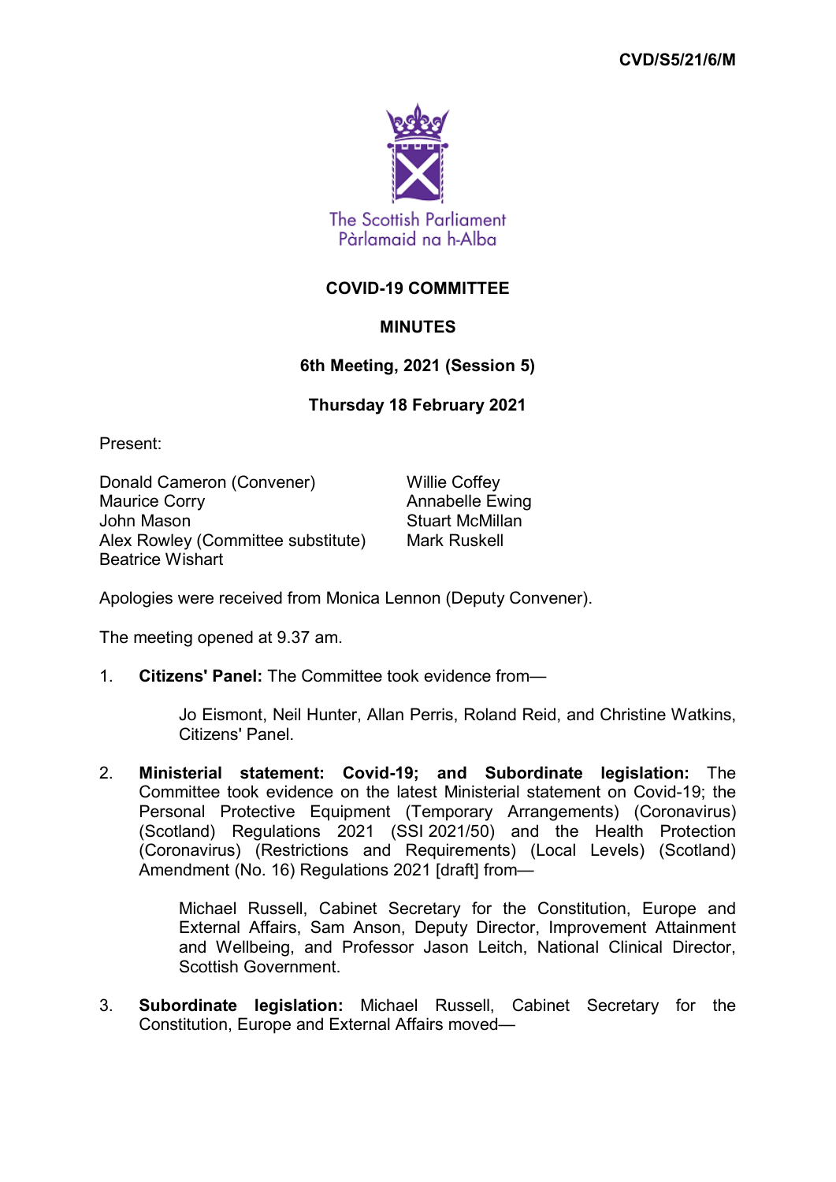CVD/S5/21/6/M

The Scottish Parliament
Pàrlamaid na h-Alba

# COVID-19 COMMITTEE

## MINUTES

### 6th Meeting, 2021 (Session 5)

### Thursday 18 February 2021

Present:

Donald Cameron (Convener)
Maurice Corry
John Mason
Alex Rowley (Committee substitute)
Beatrice Wishart
Willie Coffey
Annabelle Ewing
Stuart McMillan
Mark Ruskell

Apologies were received from Monica Lennon (Deputy Convener).

The meeting opened at 9.37 am.

1. **Citizens' Panel:** The Committee took evidence from—

   Jo Eismont, Neil Hunter, Allan Perris, Roland Reid, and Christine Watkins, Citizens' Panel.

2. **Ministerial statement: Covid-19; and Subordinate legislation:** The Committee took evidence on the latest Ministerial statement on Covid-19; the Personal Protective Equipment (Temporary Arrangements) (Coronavirus) (Scotland) Regulations 2021 (SSI 2021/50) and the Health Protection (Coronavirus) (Restrictions and Requirements) (Local Levels) (Scotland) Amendment (No. 16) Regulations 2021 [draft] from—

   Michael Russell, Cabinet Secretary for the Constitution, Europe and External Affairs, Sam Anson, Deputy Director, Improvement Attainment and Wellbeing, and Professor Jason Leitch, National Clinical Director, Scottish Government.

3. **Subordinate legislation:** Michael Russell, Cabinet Secretary for the Constitution, Europe and External Affairs moved—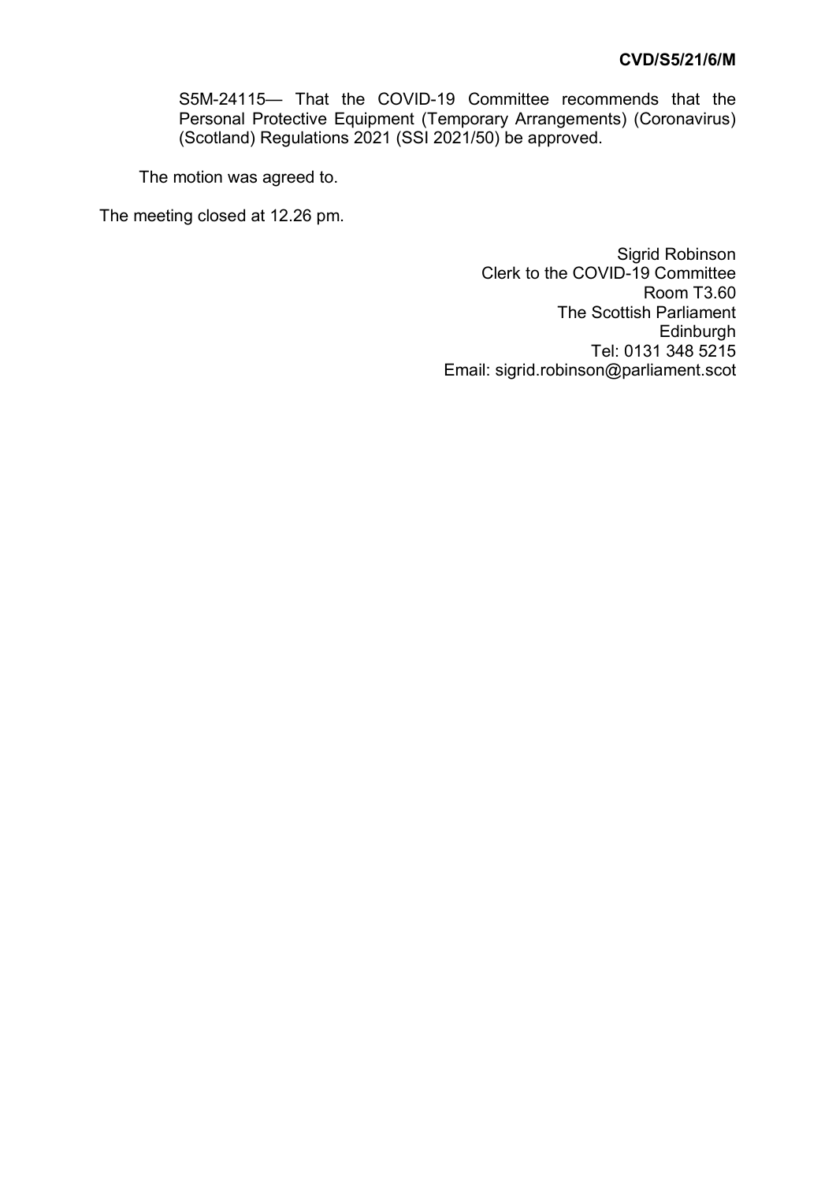S5M-24115— That the COVID-19 Committee recommends that the Personal Protective Equipment (Temporary Arrangements) (Coronavirus) (Scotland) Regulations 2021 (SSI 2021/50) be approved.

The motion was agreed to.

The meeting closed at 12.26 pm.

Sigrid Robinson
Clerk to the COVID-19 Committee
Room T3.60
The Scottish Parliament
Edinburgh
Tel: 0131 348 5215
Email: sigrid.robinson@parliament.scot